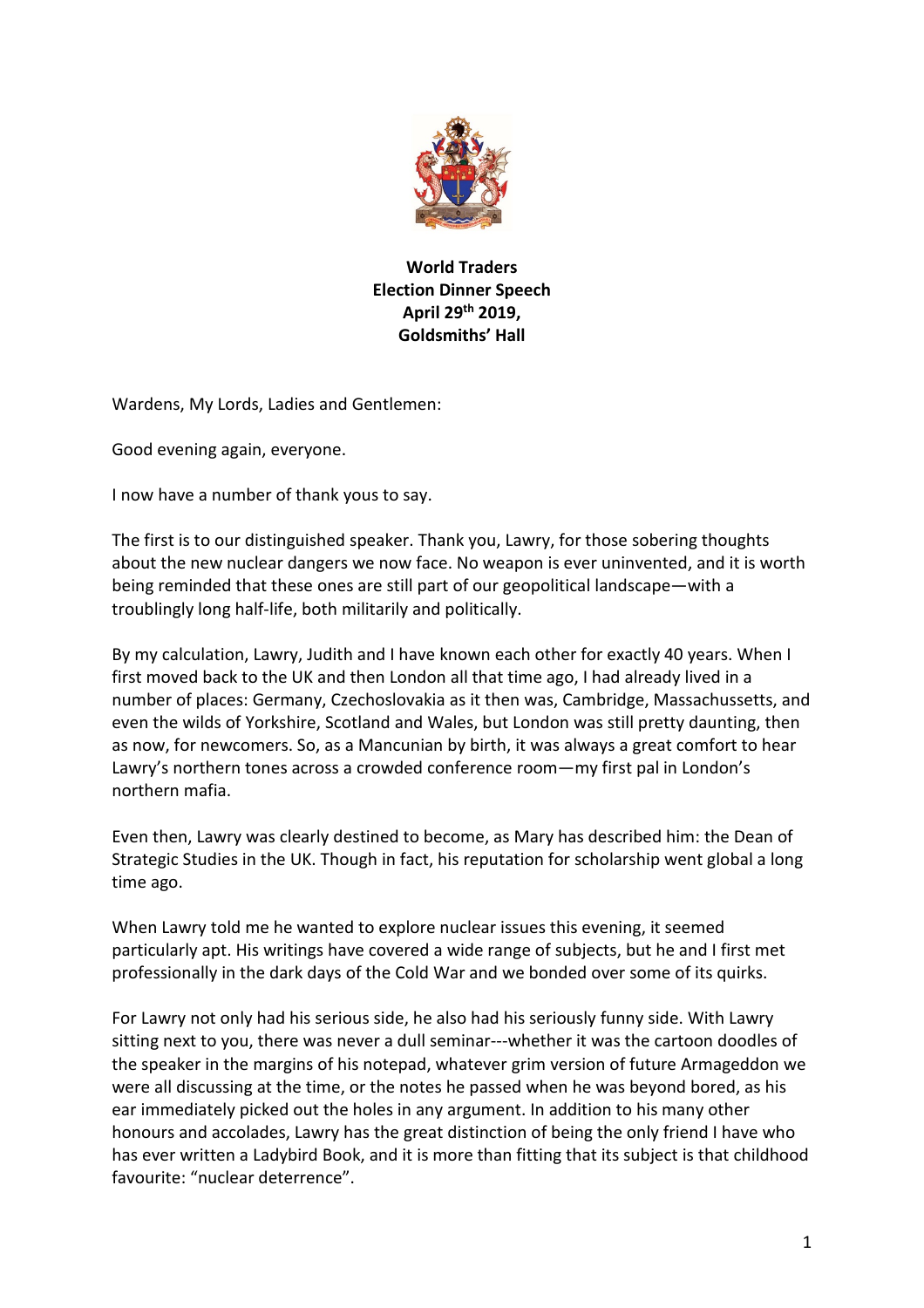**World Traders**
**Election Dinner Speech**
**April 29th 2019,**
**Goldsmiths' Hall**

Wardens, My Lords, Ladies and Gentlemen:

Good evening again, everyone.

I now have a number of thank yous to say.

The first is to our distinguished speaker. Thank you, Lawry, for those sobering thoughts about the new nuclear dangers we now face. No weapon is ever uninvented, and it is worth being reminded that these ones are still part of our geopolitical landscape—with a troublingly long half-life, both militarily and politically.

By my calculation, Lawry, Judith and I have known each other for exactly 40 years. When I first moved back to the UK and then London all that time ago, I had already lived in a number of places: Germany, Czechoslovakia as it then was, Cambridge, Massachussetts, and even the wilds of Yorkshire, Scotland and Wales, but London was still pretty daunting, then as now, for newcomers. So, as a Mancunian by birth, it was always a great comfort to hear Lawry's northern tones across a crowded conference room—my first pal in London's northern mafia.

Even then, Lawry was clearly destined to become, as Mary has described him: the Dean of Strategic Studies in the UK. Though in fact, his reputation for scholarship went global a long time ago.

When Lawry told me he wanted to explore nuclear issues this evening, it seemed particularly apt. His writings have covered a wide range of subjects, but he and I first met professionally in the dark days of the Cold War and we bonded over some of its quirks.

For Lawry not only had his serious side, he also had his seriously funny side. With Lawry sitting next to you, there was never a dull seminar---whether it was the cartoon doodles of the speaker in the margins of his notepad, whatever grim version of future Armageddon we were all discussing at the time, or the notes he passed when he was beyond bored, as his ear immediately picked out the holes in any argument. In addition to his many other honours and accolades, Lawry has the great distinction of being the only friend I have who has ever written a Ladybird Book, and it is more than fitting that its subject is that childhood favourite: "nuclear deterrence".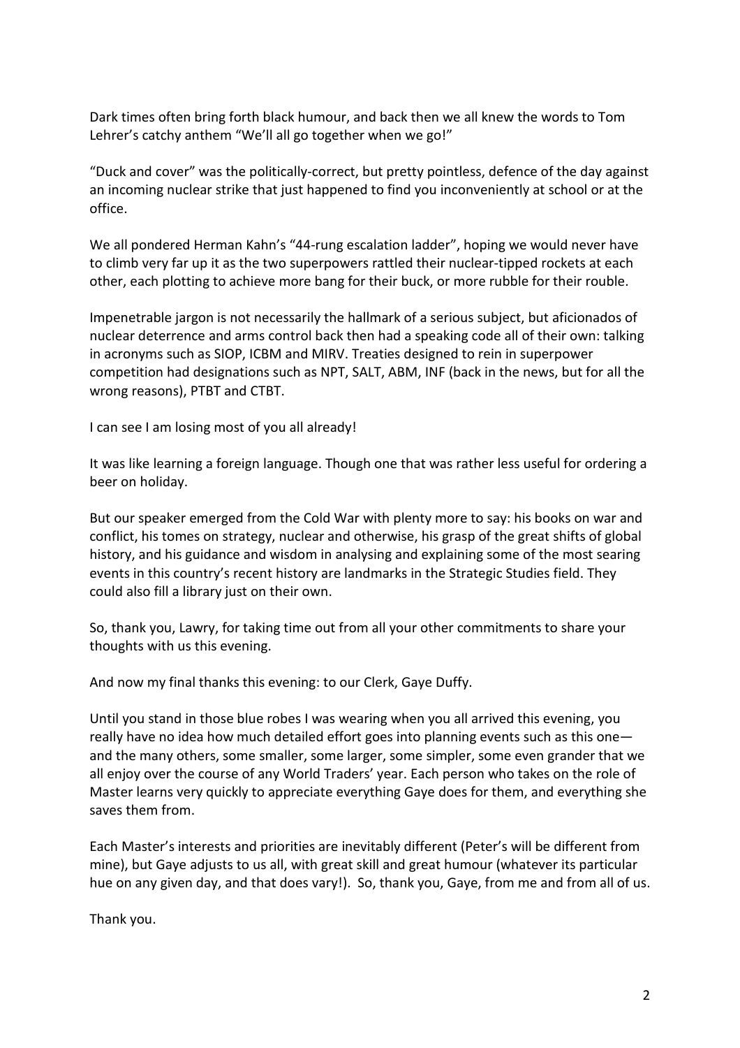Dark times often bring forth black humour, and back then we all knew the words to Tom Lehrer's catchy anthem "We'll all go together when we go!"

"Duck and cover" was the politically-correct, but pretty pointless, defence of the day against an incoming nuclear strike that just happened to find you inconveniently at school or at the office.

We all pondered Herman Kahn's "44-rung escalation ladder", hoping we would never have to climb very far up it as the two superpowers rattled their nuclear-tipped rockets at each other, each plotting to achieve more bang for their buck, or more rubble for their rouble.

Impenetrable jargon is not necessarily the hallmark of a serious subject, but aficionados of nuclear deterrence and arms control back then had a speaking code all of their own: talking in acronyms such as SIOP, ICBM and MIRV. Treaties designed to rein in superpower competition had designations such as NPT, SALT, ABM, INF (back in the news, but for all the wrong reasons), PTBT and CTBT.

I can see I am losing most of you all already!

It was like learning a foreign language. Though one that was rather less useful for ordering a beer on holiday.

But our speaker emerged from the Cold War with plenty more to say: his books on war and conflict, his tomes on strategy, nuclear and otherwise, his grasp of the great shifts of global history, and his guidance and wisdom in analysing and explaining some of the most searing events in this country's recent history are landmarks in the Strategic Studies field. They could also fill a library just on their own.

So, thank you, Lawry, for taking time out from all your other commitments to share your thoughts with us this evening.

And now my final thanks this evening: to our Clerk, Gaye Duffy.

Until you stand in those blue robes I was wearing when you all arrived this evening, you really have no idea how much detailed effort goes into planning events such as this one—and the many others, some smaller, some larger, some simpler, some even grander that we all enjoy over the course of any World Traders' year. Each person who takes on the role of Master learns very quickly to appreciate everything Gaye does for them, and everything she saves them from.

Each Master's interests and priorities are inevitably different (Peter's will be different from mine), but Gaye adjusts to us all, with great skill and great humour (whatever its particular hue on any given day, and that does vary!). So, thank you, Gaye, from me and from all of us.

Thank you.